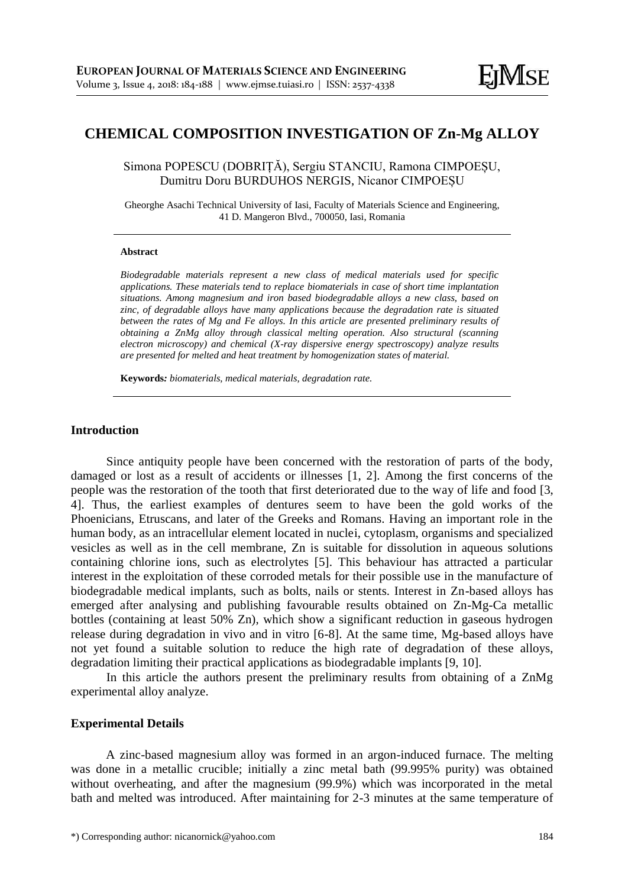# CHEMICAL COMPOSITION INVESTIGATION OF Zn-Mg ALLOY

Simona POPESCU (DOBRIȚĂ), Sergiu STANCIU, Ramona CIMPOEȘU, Dumitru Doru BURDUHOS NERGIS, Nicanor CIMPOEȘU

Gheorghe Asachi Technical University of Iasi, Faculty of Materials Science and Engineering, 41 D. Mangeron Blvd., 700050, Iasi, Romania

#### Abstract

*Biodegradable materials represent a new class of medical materials used for specific applications. These materials tend to replace biomaterials in case of short time implantation situations. Among magnesium and iron based biodegradable alloys a new class, based on zinc, of degradable alloys have many applications because the degradation rate is situated between the rates of Mg and Fe alloys. In this article are presented preliminary results of obtaining a ZnMg alloy through classical melting operation. Also structural (scanning electron microscopy) and chemical (X-ray dispersive energy spectroscopy) analyze results are presented for melted and heat treatment by homogenization states of material.*

**Keywords***: biomaterials, medical materials, degradation rate.*

## Introduction

Since antiquity people have been concerned with the restoration of parts of the body, damaged or lost as a result of accidents or illnesses [1, 2]. Among the first concerns of the people was the restoration of the tooth that first deteriorated due to the way of life and food [3, 4]. Thus, the earliest examples of dentures seem to have been the gold works of the Phoenicians, Etruscans, and later of the Greeks and Romans. Having an important role in the human body, as an intracellular element located in nuclei, cytoplasm, organisms and specialized vesicles as well as in the cell membrane, Zn is suitable for dissolution in aqueous solutions containing chlorine ions, such as electrolytes [5]. This behaviour has attracted a particular interest in the exploitation of these corroded metals for their possible use in the manufacture of biodegradable medical implants, such as bolts, nails or stents. Interest in Zn-based alloys has emerged after analysing and publishing favourable results obtained on Zn-Mg-Ca metallic bottles (containing at least 50% Zn), which show a significant reduction in gaseous hydrogen release during degradation in vivo and in vitro [6-8]. At the same time, Mg-based alloys have not yet found a suitable solution to reduce the high rate of degradation of these alloys, degradation limiting their practical applications as biodegradable implants [9, 10].

In this article the authors present the preliminary results from obtaining of a ZnMg experimental alloy analyze.

## Experimental Details

A zinc-based magnesium alloy was formed in an argon-induced furnace. The melting was done in a metallic crucible; initially a zinc metal bath (99.995% purity) was obtained without overheating, and after the magnesium (99.9%) which was incorporated in the metal bath and melted was introduced. After maintaining for 2-3 minutes at the same temperature of

*) Corresponding author: nicanornick@yahoo.com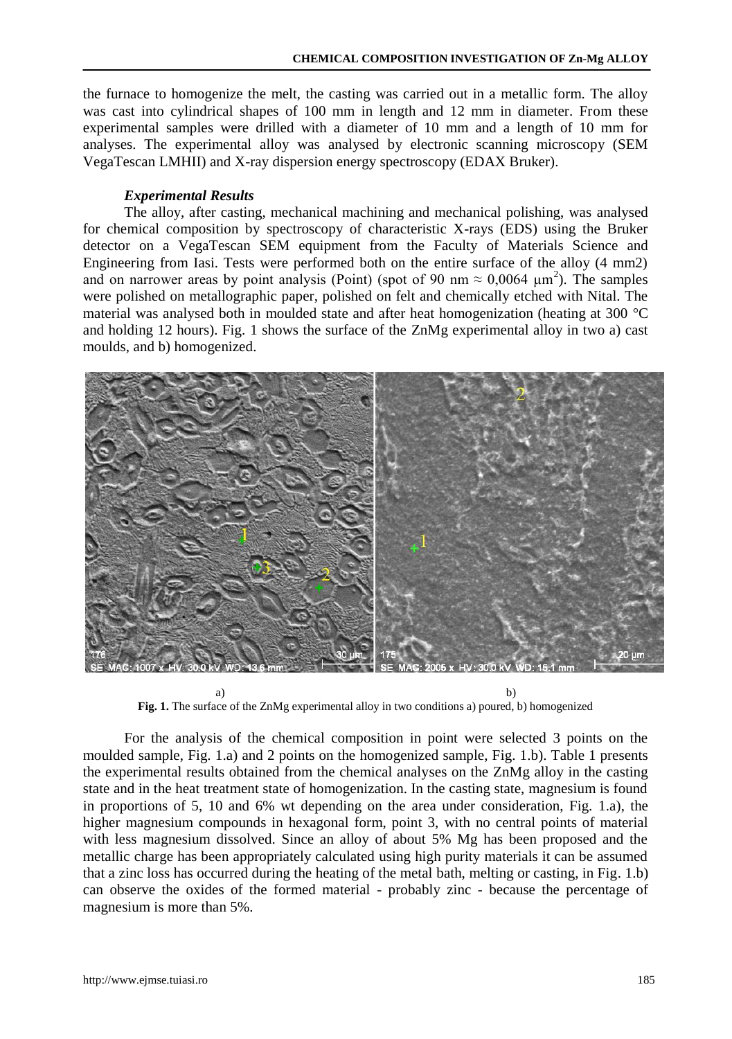the furnace to homogenize the melt, the casting was carried out in a metallic form. The alloy was cast into cylindrical shapes of 100 mm in length and 12 mm in diameter. From these experimental samples were drilled with a diameter of 10 mm and a length of 10 mm for analyses. The experimental alloy was analysed by electronic scanning microscopy (SEM VegaTescan LMHII) and X-ray dispersion energy spectroscopy (EDAX Bruker).

### *Experimental Results*

The alloy, after casting, mechanical machining and mechanical polishing, was analysed for chemical composition by spectroscopy of characteristic X-rays (EDS) using the Bruker detector on a VegaTescan SEM equipment from the Faculty of Materials Science and Engineering from Iasi. Tests were performed both on the entire surface of the alloy (4 mm2) and on narrower areas by point analysis (Point) (spot of 90 nm ≈ 0,0064 $\mu m^2$). The samples were polished on metallographic paper, polished on felt and chemically etched with Nital. The material was analysed both in moulded state and after heat homogenization (heating at 300 °C and holding 12 hours). Fig. 1 shows the surface of the ZnMg experimental alloy in two a) cast moulds, and b) homogenized.

a) b)

**Fig. 1.** The surface of the ZnMg experimental alloy in two conditions a) poured, b) homogenized

For the analysis of the chemical composition in point were selected 3 points on the moulded sample, Fig. 1.a) and 2 points on the homogenized sample, Fig. 1.b). Table 1 presents the experimental results obtained from the chemical analyses on the ZnMg alloy in the casting state and in the heat treatment state of homogenization. In the casting state, magnesium is found in proportions of 5, 10 and 6% wt depending on the area under consideration, Fig. 1.a), the higher magnesium compounds in hexagonal form, point 3, with no central points of material with less magnesium dissolved. Since an alloy of about 5% Mg has been proposed and the metallic charge has been appropriately calculated using high purity materials it can be assumed that a zinc loss has occurred during the heating of the metal bath, melting or casting, in Fig. 1.b) can observe the oxides of the formed material - probably zinc - because the percentage of magnesium is more than 5%.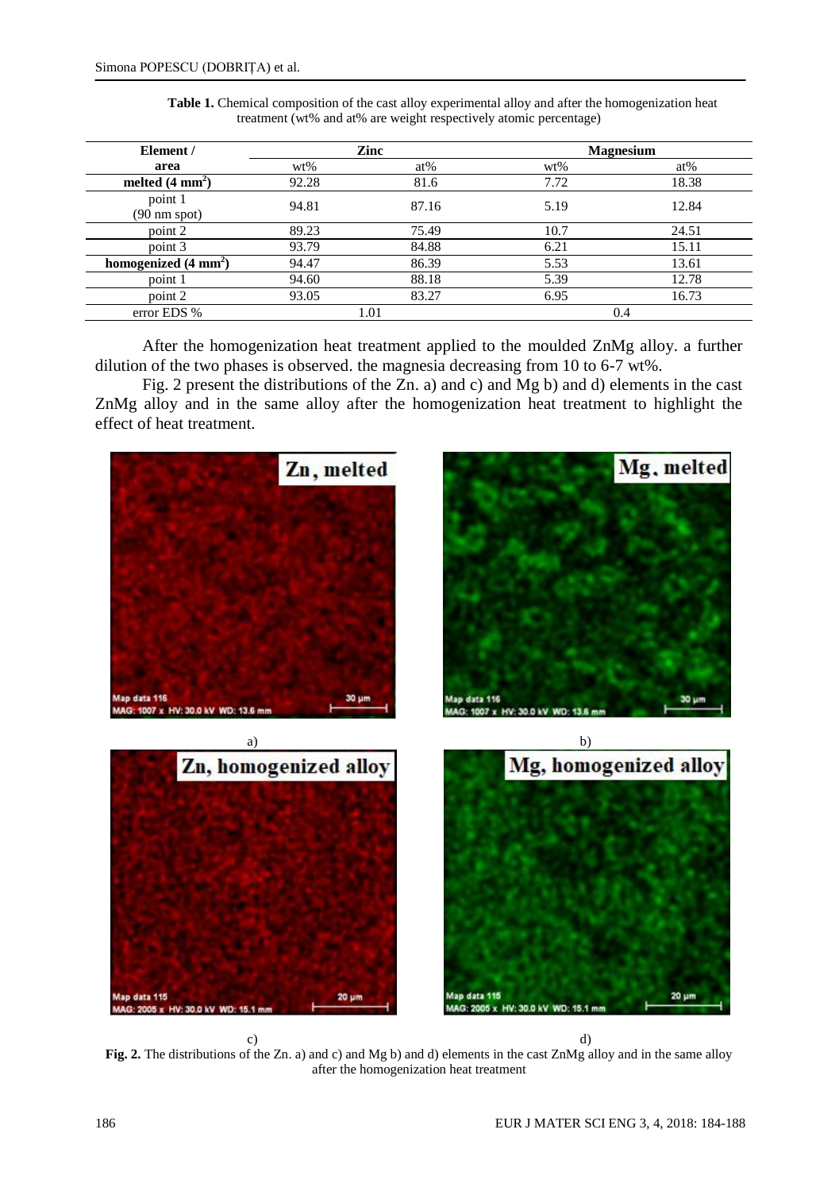**Table 1.** Chemical composition of the cast alloy experimental alloy and after the homogenization heat treatment (wt% and at% are weight respectively atomic percentage)

| Element / area | Zinc | | Magnesium | |
|---|---|---|---|---|
| | wt% | at% | wt% | at% |
| **melted (4 mm$^2$)** | 92.28 | 81.6 | 7.72 | 18.38 |
| point 1 (90 nm spot) | 94.81 | 87.16 | 5.19 | 12.84 |
| point 2 | 89.23 | 75.49 | 10.7 | 24.51 |
| point 3 | 93.79 | 84.88 | 6.21 | 15.11 |
| **homogenized (4 mm$^2$)** | 94.47 | 86.39 | 5.53 | 13.61 |
| point 1 | 94.60 | 88.18 | 5.39 | 12.78 |
| point 2 | 93.05 | 83.27 | 6.95 | 16.73 |
| error EDS % | 1.01 | | 0.4 | |

After the homogenization heat treatment applied to the moulded ZnMg alloy. a further dilution of the two phases is observed. the magnesia decreasing from 10 to 6-7 wt%.

Fig. 2 present the distributions of the Zn. a) and c) and Mg b) and d) elements in the cast ZnMg alloy and in the same alloy after the homogenization heat treatment to highlight the effect of heat treatment.

a) b) c) d)

**Fig. 2.** The distributions of the Zn. a) and c) and Mg b) and d) elements in the cast ZnMg alloy and in the same alloy after the homogenization heat treatment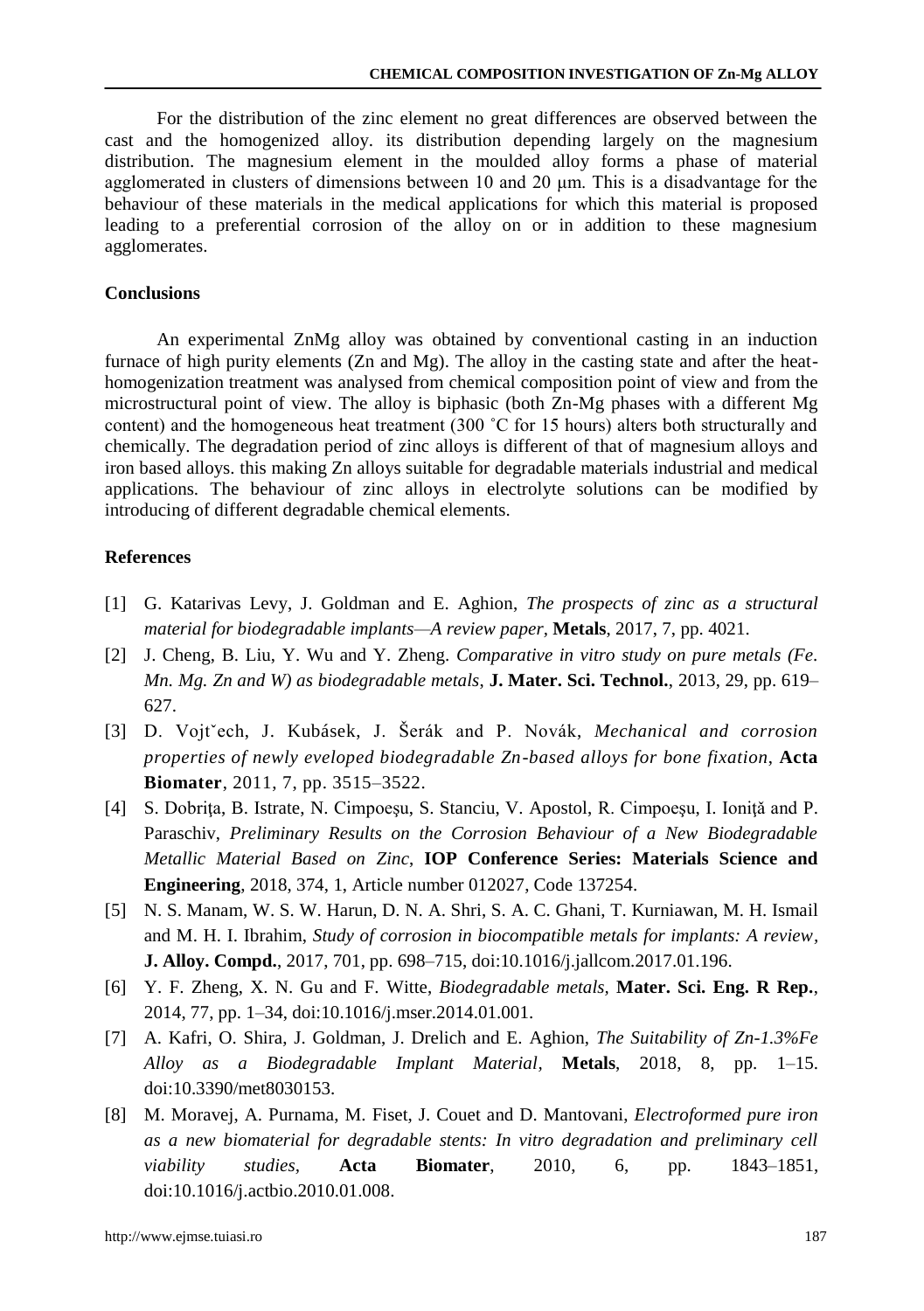For the distribution of the zinc element no great differences are observed between the cast and the homogenized alloy. its distribution depending largely on the magnesium distribution. The magnesium element in the moulded alloy forms a phase of material agglomerated in clusters of dimensions between 10 and 20 μm. This is a disadvantage for the behaviour of these materials in the medical applications for which this material is proposed leading to a preferential corrosion of the alloy on or in addition to these magnesium agglomerates.

## Conclusions

An experimental ZnMg alloy was obtained by conventional casting in an induction furnace of high purity elements (Zn and Mg). The alloy in the casting state and after the heat-homogenization treatment was analysed from chemical composition point of view and from the microstructural point of view. The alloy is biphasic (both Zn-Mg phases with a different Mg content) and the homogeneous heat treatment (300 ˚C for 15 hours) alters both structurally and chemically. The degradation period of zinc alloys is different of that of magnesium alloys and iron based alloys. this making Zn alloys suitable for degradable materials industrial and medical applications. The behaviour of zinc alloys in electrolyte solutions can be modified by introducing of different degradable chemical elements.

## References

[1] G. Katarivas Levy, J. Goldman and E. Aghion, *The prospects of zinc as a structural material for biodegradable implants—A review paper*, **Metals**, 2017, 7, pp. 4021.

[2] J. Cheng, B. Liu, Y. Wu and Y. Zheng. *Comparative in vitro study on pure metals (Fe. Mn. Mg. Zn and W) as biodegradable metals*, **J. Mater. Sci. Technol.**, 2013, 29, pp. 619–627.

[3] D. Vojtˇech, J. Kubásek, J. Šerák and P. Novák, *Mechanical and corrosion properties of newly eveloped biodegradable Zn-based alloys for bone fixation*, **Acta Biomater**, 2011, 7, pp. 3515–3522.

[4] S. Dobriţa, B. Istrate, N. Cimpoeşu, S. Stanciu, V. Apostol, R. Cimpoeşu, I. Ioniţă and P. Paraschiv, *Preliminary Results on the Corrosion Behaviour of a New Biodegradable Metallic Material Based on Zinc*, **IOP Conference Series: Materials Science and Engineering**, 2018, 374, 1, Article number 012027, Code 137254.

[5] N. S. Manam, W. S. W. Harun, D. N. A. Shri, S. A. C. Ghani, T. Kurniawan, M. H. Ismail and M. H. I. Ibrahim, *Study of corrosion in biocompatible metals for implants: A review*, **J. Alloy. Compd.**, 2017, 701, pp. 698–715, doi:10.1016/j.jallcom.2017.01.196.

[6] Y. F. Zheng, X. N. Gu and F. Witte, *Biodegradable metals*, **Mater. Sci. Eng. R Rep.**, 2014, 77, pp. 1–34, doi:10.1016/j.mser.2014.01.001.

[7] A. Kafri, O. Shira, J. Goldman, J. Drelich and E. Aghion, *The Suitability of Zn-1.3%Fe Alloy as a Biodegradable Implant Material*, **Metals**, 2018, 8, pp. 1–15. doi:10.3390/met8030153.

[8] M. Moravej, A. Purnama, M. Fiset, J. Couet and D. Mantovani, *Electroformed pure iron as a new biomaterial for degradable stents: In vitro degradation and preliminary cell viability studies*, **Acta Biomater**, 2010, 6, pp. 1843–1851, doi:10.1016/j.actbio.2010.01.008.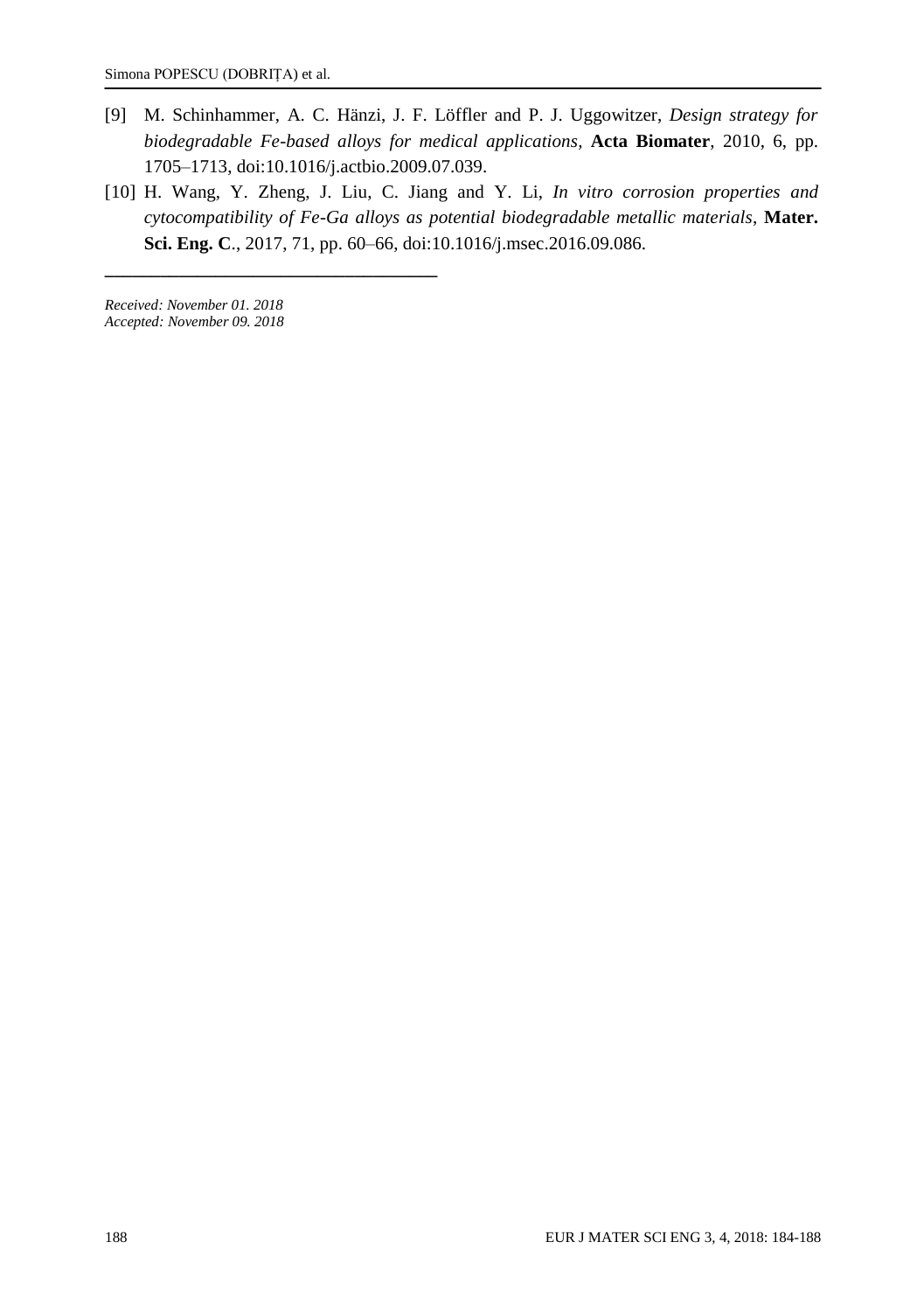[9] M. Schinhammer, A. C. Hänzi, J. F. Löffler and P. J. Uggowitzer, *Design strategy for biodegradable Fe-based alloys for medical applications*, **Acta Biomater**, 2010, 6, pp. 1705–1713, doi:10.1016/j.actbio.2009.07.039.

[10] H. Wang, Y. Zheng, J. Liu, C. Jiang and Y. Li, *In vitro corrosion properties and cytocompatibility of Fe-Ga alloys as potential biodegradable metallic materials*, **Mater. Sci. Eng. C**., 2017, 71, pp. 60–66, doi:10.1016/j.msec.2016.09.086.

---

*Received: November 01. 2018*
*Accepted: November 09. 2018*